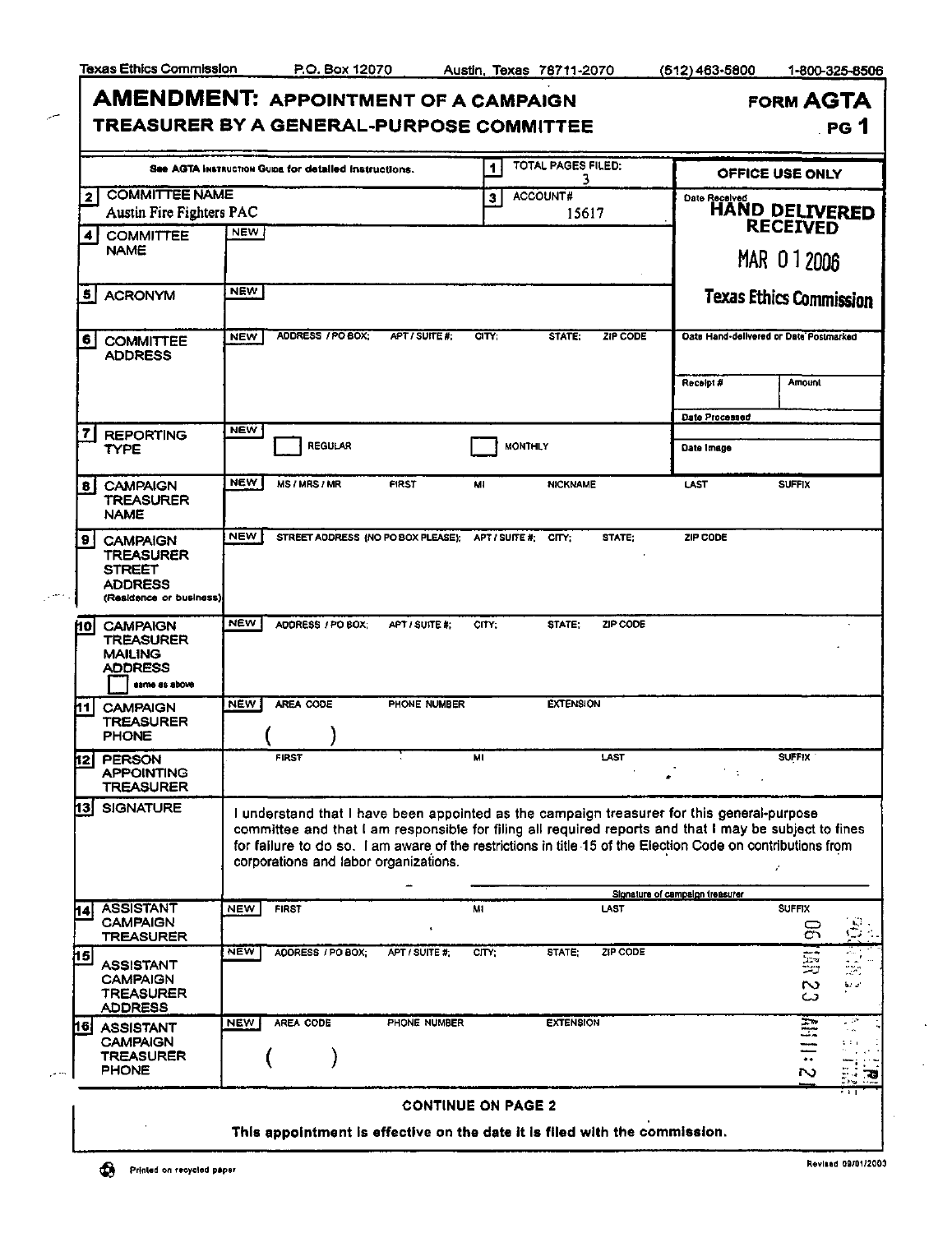Texas Ethics Commission P.O. Box 12070 Austin, Texas 78711-2070 (512) 463-5800 1-800-325-8506

# AMENDMENT: APPOINTMENT OF A CAMPAIGN TREASURER BY A GENERAL-PURPOSE COMMITTEE

**FORM AGTA PG 1**

See AGTA Instruction Guide for detailed instructions.

| | | |
|---|---|---|
| 1 TOTAL PAGES FILED: 3 | | **OFFICE USE ONLY** |
| 2 COMMITTEE NAME: Austin Fire Fighters PAC | 3 ACCOUNT#: 15617 | Date Received: HAND DELIVERED RECEIVED MAR 01 2006 Texas Ethics Commission |

| Field | |
|---|---|
| 4 COMMITTEE NAME | NEW |
| 5 ACRONYM | NEW |
| 6 COMMITTEE ADDRESS | NEW ADDRESS / PO BOX; APT / SUITE #; CITY; STATE; ZIP CODE |
| 7 REPORTING TYPE | NEW ☐ REGULAR ☐ MONTHLY |
| 8 CAMPAIGN TREASURER NAME | NEW MS / MRS / MR FIRST MI NICKNAME LAST SUFFIX |
| 9 CAMPAIGN TREASURER STREET ADDRESS (Residence or business) | NEW STREET ADDRESS (NO PO BOX PLEASE); APT / SUITE #; CITY; STATE; ZIP CODE |
| 10 CAMPAIGN TREASURER MAILING ADDRESS ☐ same as above | NEW ADDRESS / PO BOX; APT / SUITE #; CITY; STATE; ZIP CODE |
| 11 CAMPAIGN TREASURER PHONE | NEW AREA CODE ( ) PHONE NUMBER EXTENSION |
| 12 PERSON APPOINTING TREASURER | FIRST MI LAST SUFFIX |

| Office Use | |
|---|---|
| Date Hand-delivered or Date Postmarked | |
| Receipt # | Amount |
| Date Processed | |
| Date Image | |

**13 SIGNATURE**

I understand that I have been appointed as the campaign treasurer for this general-purpose committee and that I am responsible for filing all required reports and that I may be subject to fines for failure to do so. I am aware of the restrictions in title 15 of the Election Code on contributions from corporations and labor organizations.

Signature of campaign treasurer

| Field | |
|---|---|
| 14 ASSISTANT CAMPAIGN TREASURER | NEW FIRST MI LAST SUFFIX |
| 15 ASSISTANT CAMPAIGN TREASURER ADDRESS | NEW ADDRESS / PO BOX; APT / SUITE #; CITY; STATE; ZIP CODE |
| 16 ASSISTANT CAMPAIGN TREASURER PHONE | NEW AREA CODE ( ) PHONE NUMBER EXTENSION |

06 MAR 23 AM 11:21

**CONTINUE ON PAGE 2**

**This appointment is effective on the date it is filed with the commission.**

Printed on recycled paper

Revised 09/01/2003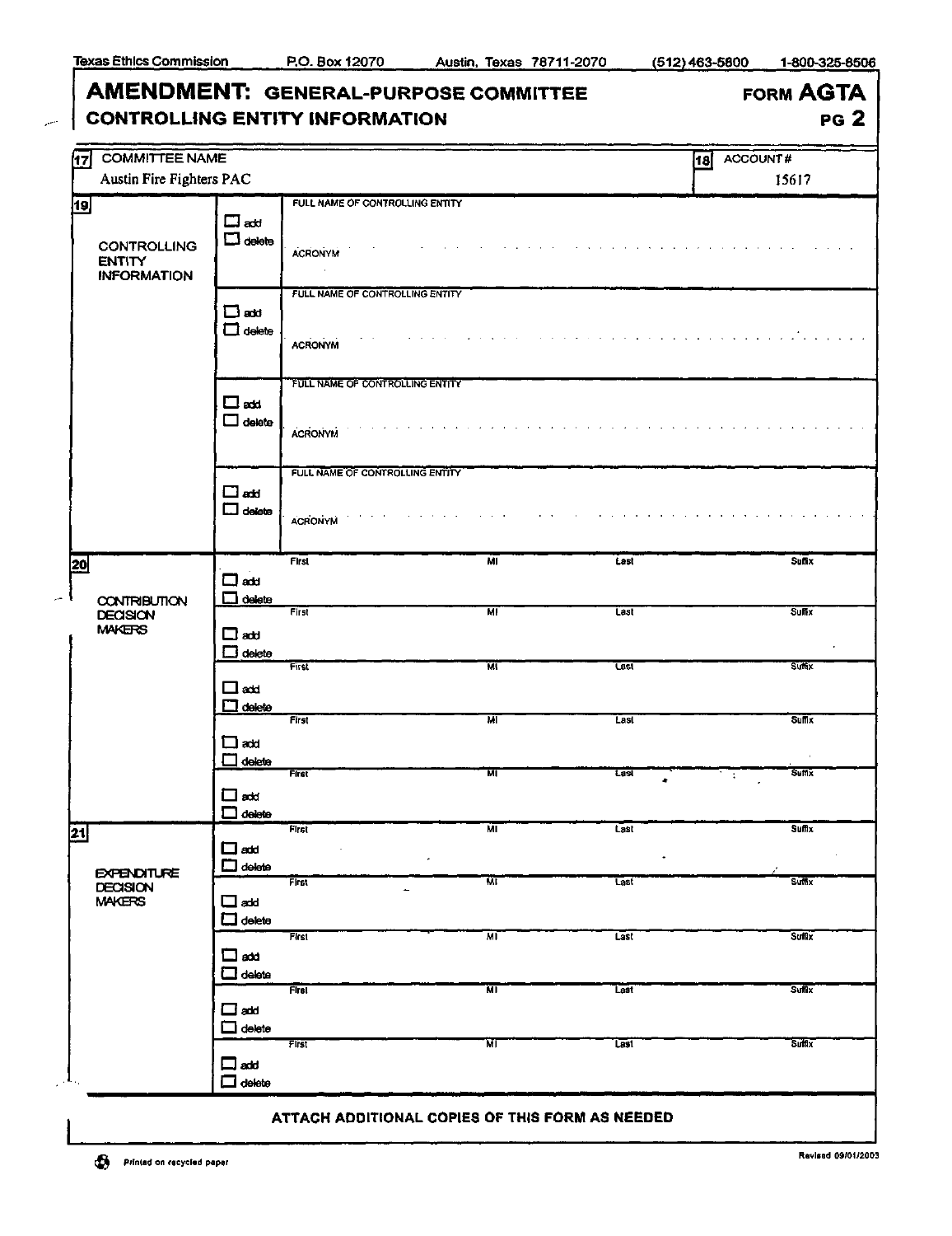Texas Ethics Commission P.O. Box 12070 Austin, Texas 78711-2070 (512) 463-5800 1-800-325-8506

# AMENDMENT: GENERAL-PURPOSE COMMITTEE CONTROLLING ENTITY INFORMATION

**FORM AGTA**
**PG 2**

| 17 COMMITTEE NAME | 18 ACCOUNT # |
|---|---|
| Austin Fire Fighters PAC | 15617 |

**19 CONTROLLING ENTITY INFORMATION**

| | | |
|---|---|---|
| ☐ add ☐ delete | FULL NAME OF CONTROLLING ENTITY | ACRONYM |
| ☐ add ☐ delete | FULL NAME OF CONTROLLING ENTITY | ACRONYM |
| ☐ add ☐ delete | FULL NAME OF CONTROLLING ENTITY | ACRONYM |
| ☐ add ☐ delete | FULL NAME OF CONTROLLING ENTITY | ACRONYM |

**20 CONTRIBUTION DECISION MAKERS**

| | First | MI | Last | Suffix |
|---|---|---|---|---|
| ☐ add ☐ delete | | | | |
| ☐ add ☐ delete | | | | |
| ☐ add ☐ delete | | | | |
| ☐ add ☐ delete | | | | |
| ☐ add ☐ delete | | | | |

**21 EXPENDITURE DECISION MAKERS**

| | First | MI | Last | Suffix |
|---|---|---|---|---|
| ☐ add ☐ delete | | | | |
| ☐ add ☐ delete | | | | |
| ☐ add ☐ delete | | | | |
| ☐ add ☐ delete | | | | |
| ☐ add ☐ delete | | | | |

**ATTACH ADDITIONAL COPIES OF THIS FORM AS NEEDED**

Printed on recycled paper

Revised 09/01/2003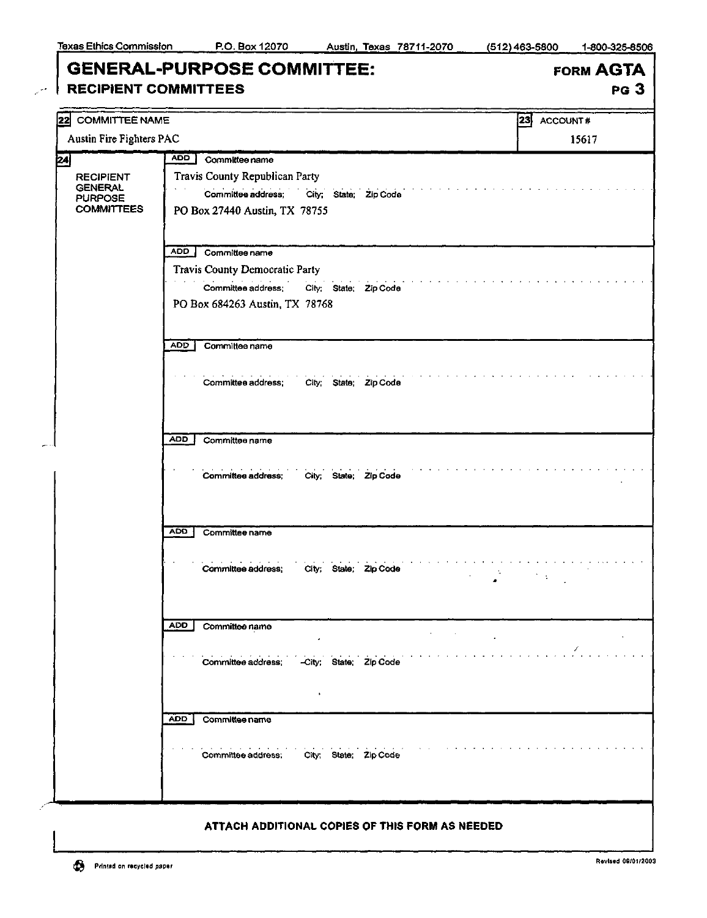Texas Ethics Commission P.O. Box 12070 Austin, Texas 78711-2070 (512) 463-5800 1-800-325-8506

# GENERAL-PURPOSE COMMITTEE: RECIPIENT COMMITTEES

**FORM AGTA**
**PG 3**

| 22 COMMITTEE NAME | 23 ACCOUNT # |
|---|---|
| Austin Fire Fighters PAC | 15617 |

**24 RECIPIENT GENERAL PURPOSE COMMITTEES**

| ADD | Committee name / Committee address; City; State; Zip Code |
|---|---|
| ADD | Travis County Republican Party<br>PO Box 27440 Austin, TX 78755 |
| ADD | Travis County Democratic Party<br>PO Box 684263 Austin, TX 78768 |
| ADD | |
| ADD | |
| ADD | |
| ADD | |
| ADD | |

**ATTACH ADDITIONAL COPIES OF THIS FORM AS NEEDED**

Printed on recycled paper

Revised 09/01/2003